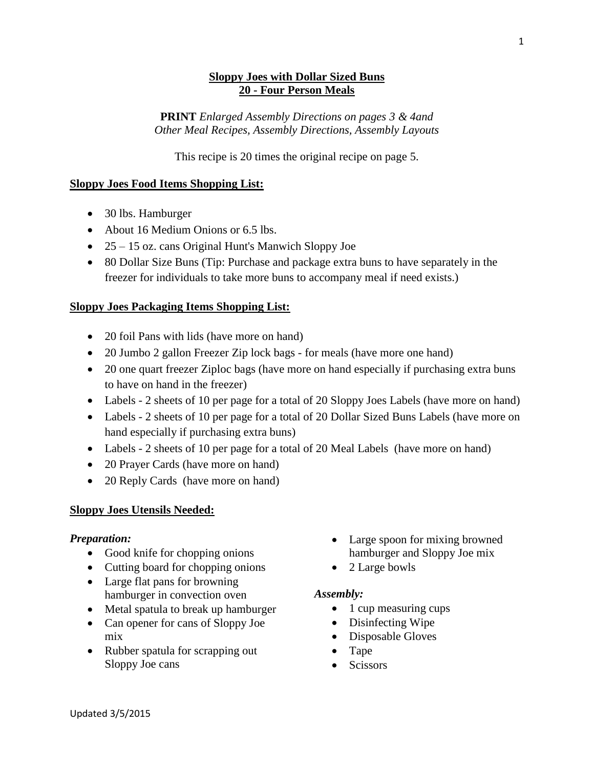# Sloppy Joes with Dollar Sized Buns
## 20 - Four Person Meals

**PRINT** *Enlarged Assembly Directions on pages 3 & 4and Other Meal Recipes, Assembly Directions, Assembly Layouts*

This recipe is 20 times the original recipe on page 5.

### Sloppy Joes Food Items Shopping List:

- 30 lbs. Hamburger
- About 16 Medium Onions or 6.5 lbs.
- 25 – 15 oz. cans Original Hunt's Manwich Sloppy Joe
- 80 Dollar Size Buns (Tip: Purchase and package extra buns to have separately in the freezer for individuals to take more buns to accompany meal if need exists.)

### Sloppy Joes Packaging Items Shopping List:

- 20 foil Pans with lids (have more on hand)
- 20 Jumbo 2 gallon Freezer Zip lock bags - for meals (have more one hand)
- 20 one quart freezer Ziploc bags (have more on hand especially if purchasing extra buns to have on hand in the freezer)
- Labels - 2 sheets of 10 per page for a total of 20 Sloppy Joes Labels (have more on hand)
- Labels - 2 sheets of 10 per page for a total of 20 Dollar Sized Buns Labels (have more on hand especially if purchasing extra buns)
- Labels - 2 sheets of 10 per page for a total of 20 Meal Labels (have more on hand)
- 20 Prayer Cards (have more on hand)
- 20 Reply Cards (have more on hand)

### Sloppy Joes Utensils Needed:

*Preparation:*

- Good knife for chopping onions
- Cutting board for chopping onions
- Large flat pans for browning hamburger in convection oven
- Metal spatula to break up hamburger
- Can opener for cans of Sloppy Joe mix
- Rubber spatula for scrapping out Sloppy Joe cans
- Large spoon for mixing browned hamburger and Sloppy Joe mix
- 2 Large bowls

*Assembly:*

- 1 cup measuring cups
- Disinfecting Wipe
- Disposable Gloves
- Tape
- Scissors

Updated 3/5/2015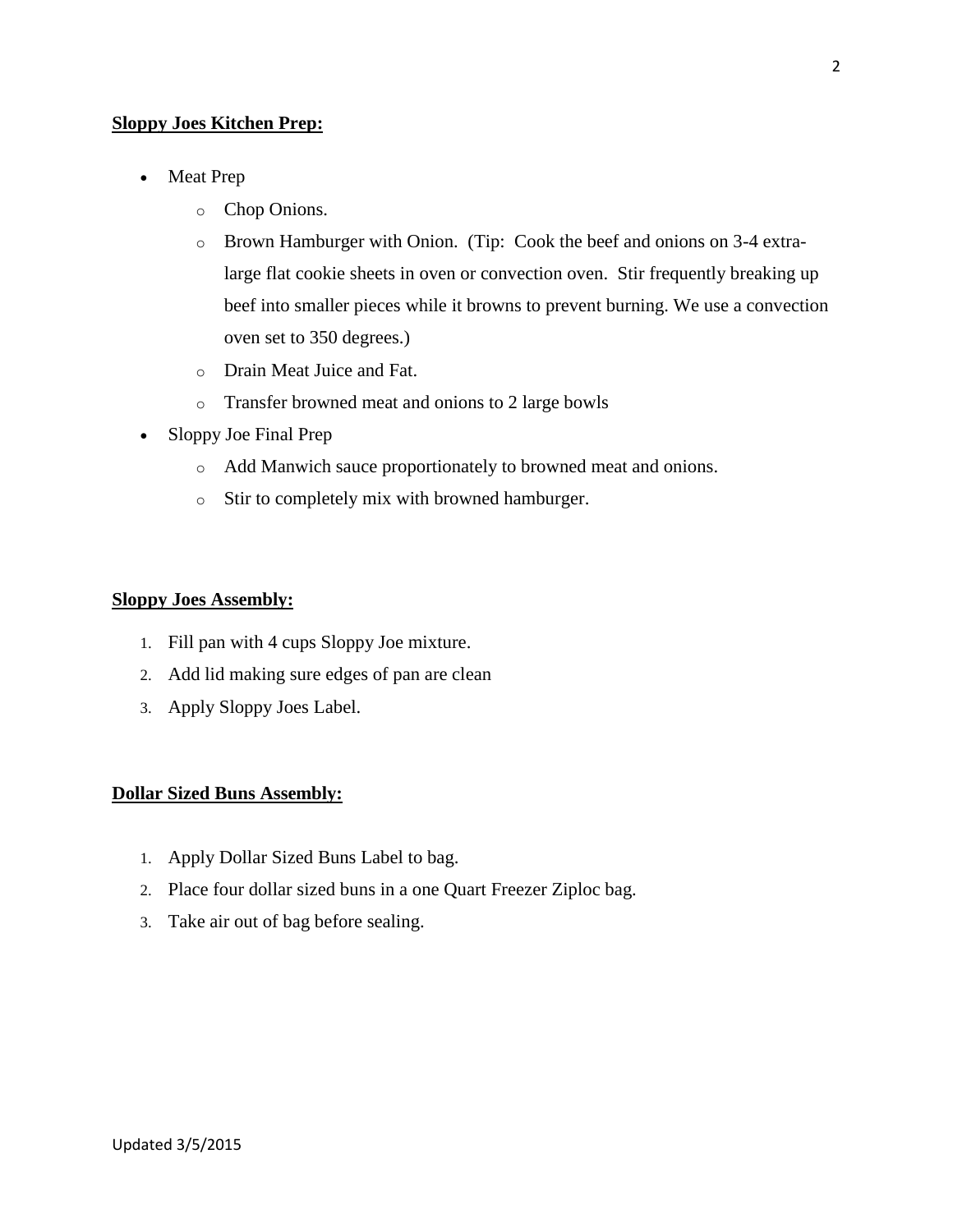**Sloppy Joes Kitchen Prep:**

- Meat Prep
  - Chop Onions.
  - Brown Hamburger with Onion. (Tip: Cook the beef and onions on 3-4 extra-large flat cookie sheets in oven or convection oven. Stir frequently breaking up beef into smaller pieces while it browns to prevent burning. We use a convection oven set to 350 degrees.)
  - Drain Meat Juice and Fat.
  - Transfer browned meat and onions to 2 large bowls
- Sloppy Joe Final Prep
  - Add Manwich sauce proportionately to browned meat and onions.
  - Stir to completely mix with browned hamburger.

**Sloppy Joes Assembly:**

1. Fill pan with 4 cups Sloppy Joe mixture.
2. Add lid making sure edges of pan are clean
3. Apply Sloppy Joes Label.

**Dollar Sized Buns Assembly:**

1. Apply Dollar Sized Buns Label to bag.
2. Place four dollar sized buns in a one Quart Freezer Ziploc bag.
3. Take air out of bag before sealing.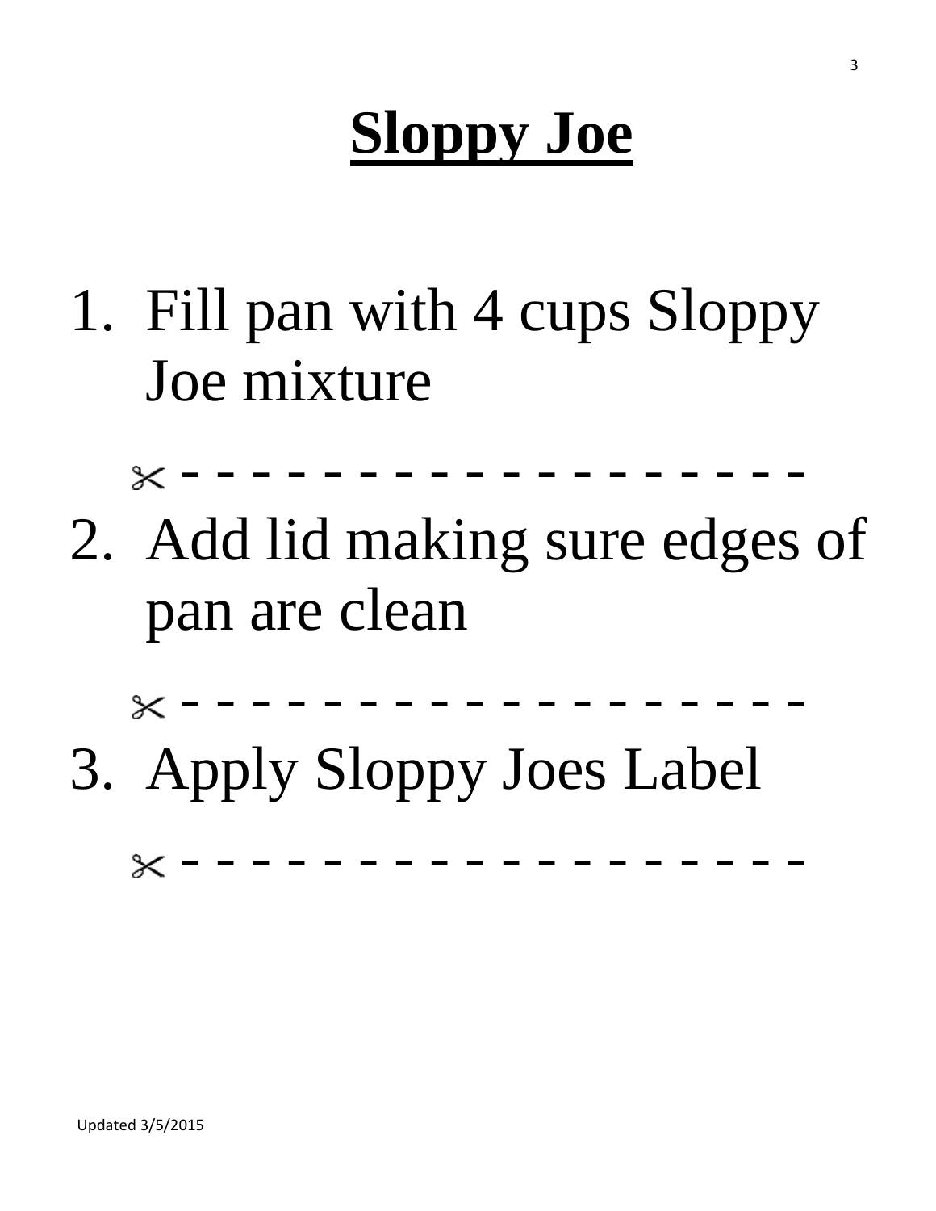# **Sloppy Joe**

1. Fill pan with 4 cups Sloppy Joe mixture

✂ - - - - - - - - - - - - - - - - - - - -

2. Add lid making sure edges of pan are clean

✂ - - - - - - - - - - - - - - - - - - - -

3. Apply Sloppy Joes Label

✂ - - - - - - - - - - - - - - - - - - - -

Updated 3/5/2015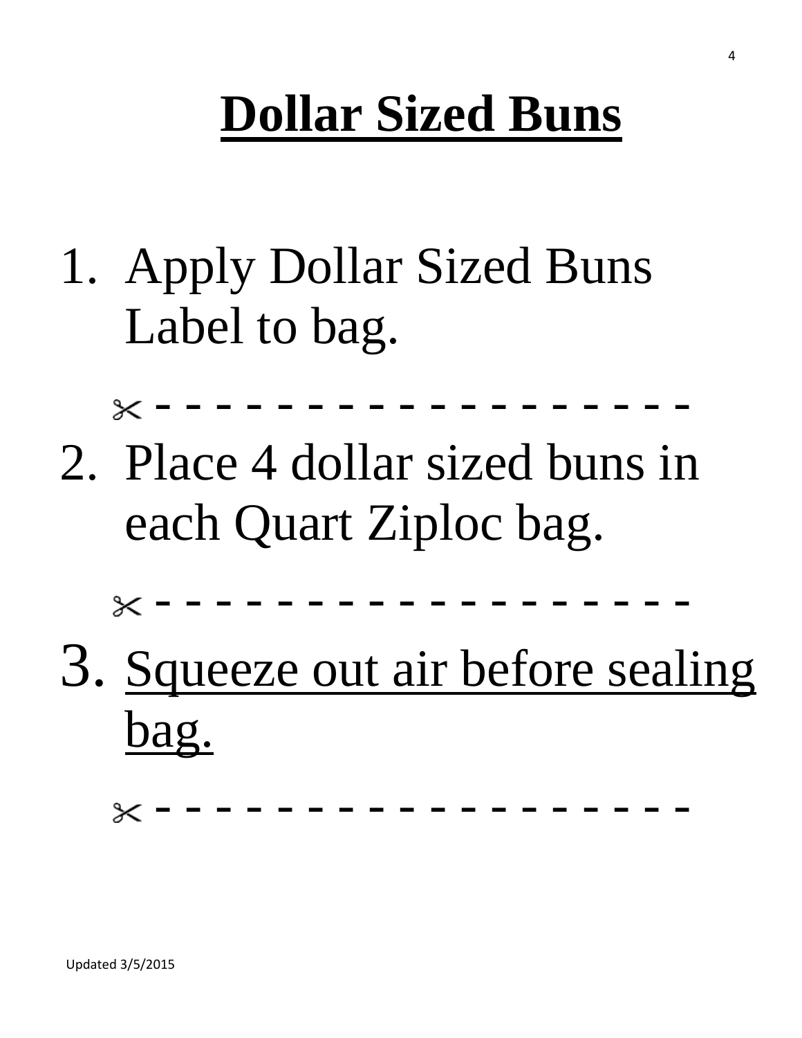# Dollar Sized Buns

1. Apply Dollar Sized Buns Label to bag.

✂ - - - - - - - - - - - - - - - - - - - -

2. Place 4 dollar sized buns in each Quart Ziploc bag.

✂ - - - - - - - - - - - - - - - - - - - -

3. <u>Squeeze out air before sealing bag.</u>

✂ - - - - - - - - - - - - - - - - - - - -

Updated 3/5/2015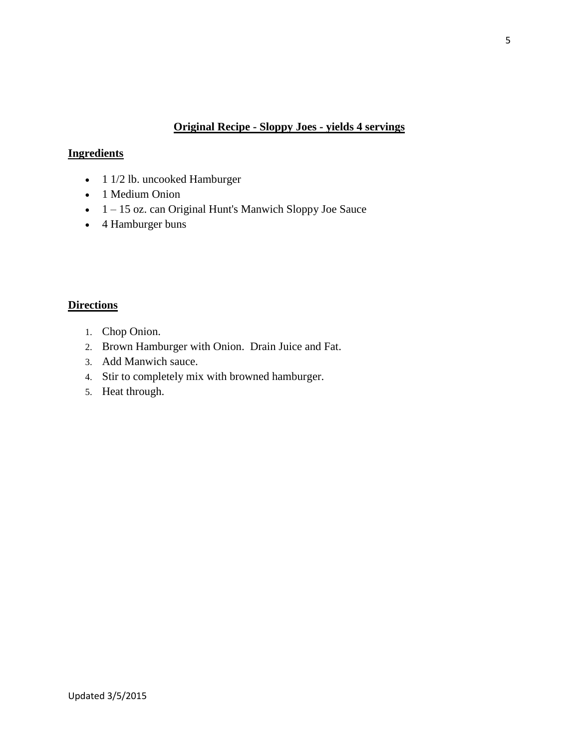## **Original Recipe - Sloppy Joes - yields 4 servings**

### **Ingredients**

- 1 1/2 lb. uncooked Hamburger
- 1 Medium Onion
- 1 – 15 oz. can Original Hunt's Manwich Sloppy Joe Sauce
- 4 Hamburger buns

### **Directions**

1. Chop Onion.
2. Brown Hamburger with Onion. Drain Juice and Fat.
3. Add Manwich sauce.
4. Stir to completely mix with browned hamburger.
5. Heat through.